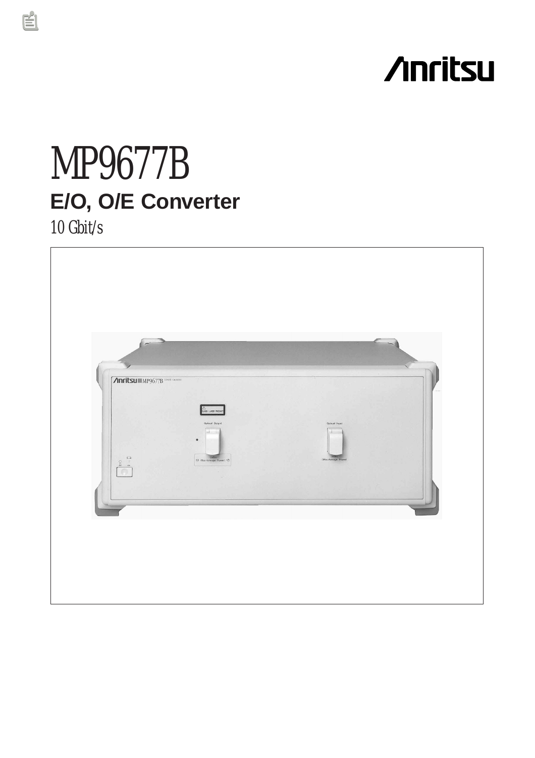Anritsu

# MP9677B

## E/O, O/E Converter

10 Gbit/s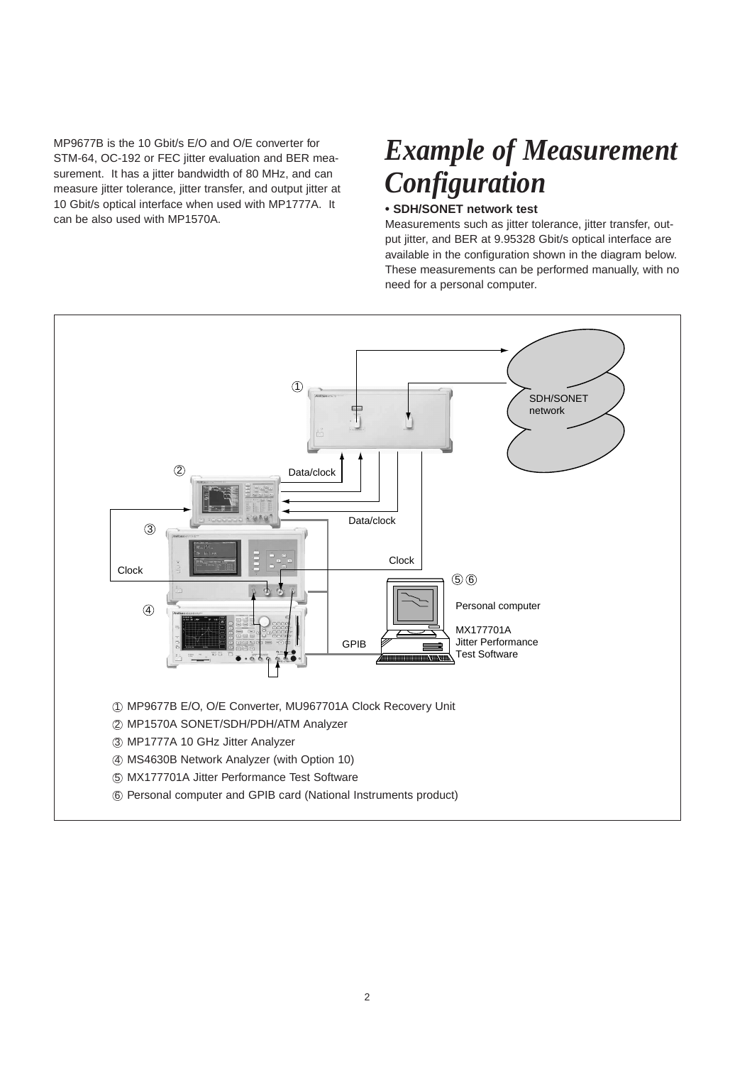MP9677B is the 10 Gbit/s E/O and O/E converter for STM-64, OC-192 or FEC jitter evaluation and BER measurement. It has a jitter bandwidth of 80 MHz, and can measure jitter tolerance, jitter transfer, and output jitter at 10 Gbit/s optical interface when used with MP1777A. It can be also used with MP1570A.

# *Example of Measurement Configuration*

**• SDH/SONET network test**

Measurements such as jitter tolerance, jitter transfer, output jitter, and BER at 9.95328 Gbit/s optical interface are available in the configuration shown in the diagram below. These measurements can be performed manually, with no need for a personal computer.

SDH/SONET network

Data/clock

Data/clock

Clock

Clock

GPIB

Personal computer

MX177701A Jitter Performance Test Software

① MP9677B E/O, O/E Converter, MU967701A Clock Recovery Unit
② MP1570A SONET/SDH/PDH/ATM Analyzer
③ MP1777A 10 GHz Jitter Analyzer
④ MS4630B Network Analyzer (with Option 10)
⑤ MX177701A Jitter Performance Test Software
⑥ Personal computer and GPIB card (National Instruments product)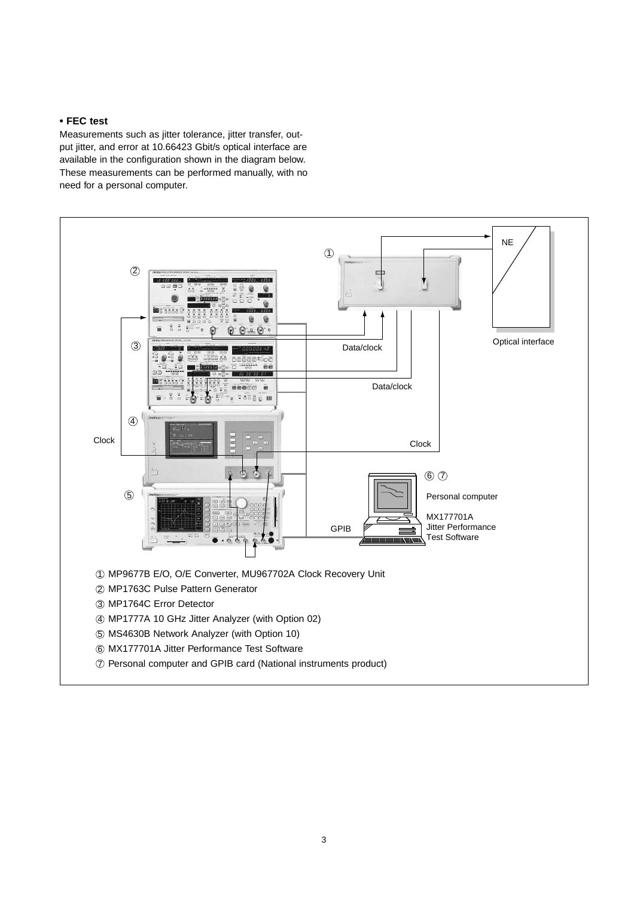**• FEC test**

Measurements such as jitter tolerance, jitter transfer, output jitter, and error at 10.66423 Gbit/s optical interface are available in the configuration shown in the diagram below. These measurements can be performed manually, with no need for a personal computer.

NE

Optical interface

Data/clock

Data/clock

Clock

Clock

GPIB

⑥ ⑦ Personal computer

MX177701A Jitter Performance Test Software

① MP9677B E/O, O/E Converter, MU967702A Clock Recovery Unit
② MP1763C Pulse Pattern Generator
③ MP1764C Error Detector
④ MP1777A 10 GHz Jitter Analyzer (with Option 02)
⑤ MS4630B Network Analyzer (with Option 10)
⑥ MX177701A Jitter Performance Test Software
⑦ Personal computer and GPIB card (National instruments product)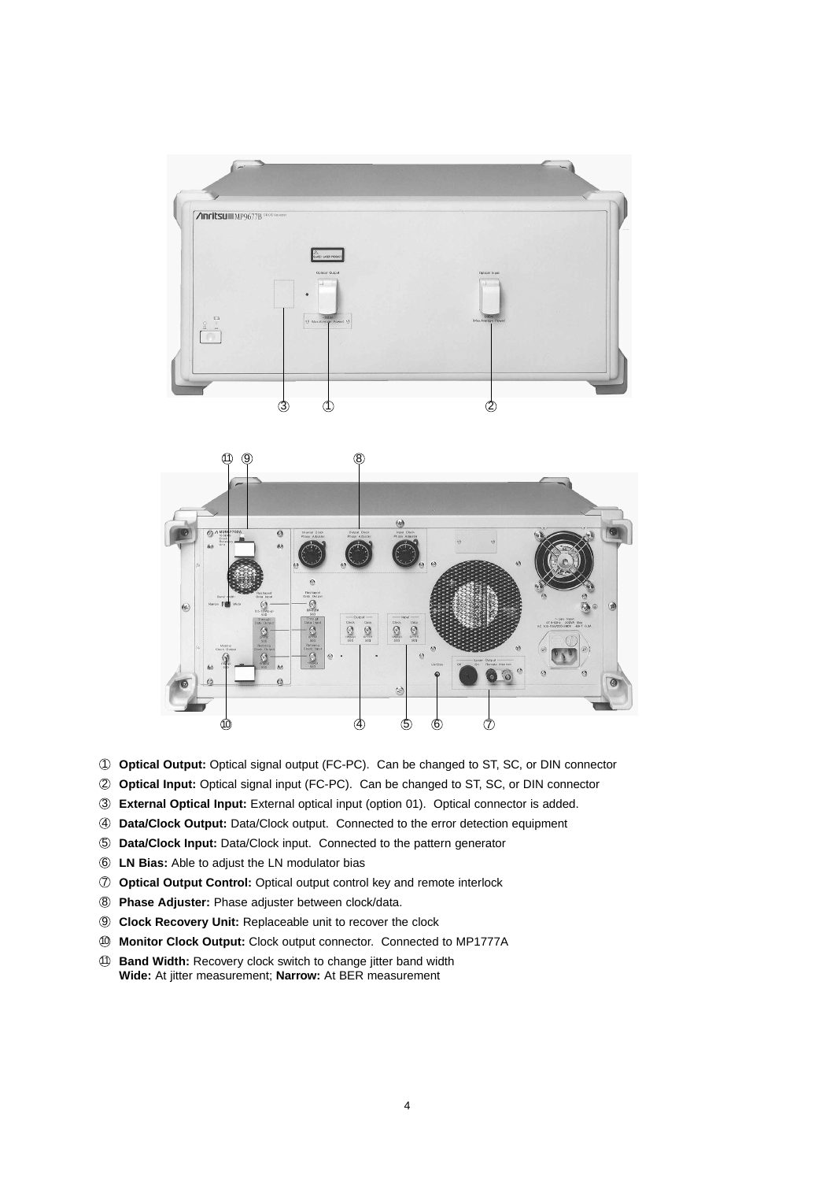① **Optical Output:** Optical signal output (FC-PC). Can be changed to ST, SC, or DIN connector

② **Optical Input:** Optical signal input (FC-PC). Can be changed to ST, SC, or DIN connector

③ **External Optical Input:** External optical input (option 01). Optical connector is added.

④ **Data/Clock Output:** Data/Clock output. Connected to the error detection equipment

⑤ **Data/Clock Input:** Data/Clock input. Connected to the pattern generator

⑥ **LN Bias:** Able to adjust the LN modulator bias

⑦ **Optical Output Control:** Optical output control key and remote interlock

⑧ **Phase Adjuster:** Phase adjuster between clock/data.

⑨ **Clock Recovery Unit:** Replaceable unit to recover the clock

⑩ **Monitor Clock Output:** Clock output connector. Connected to MP1777A

⑪ **Band Width:** Recovery clock switch to change jitter band width
**Wide:** At jitter measurement; **Narrow:** At BER measurement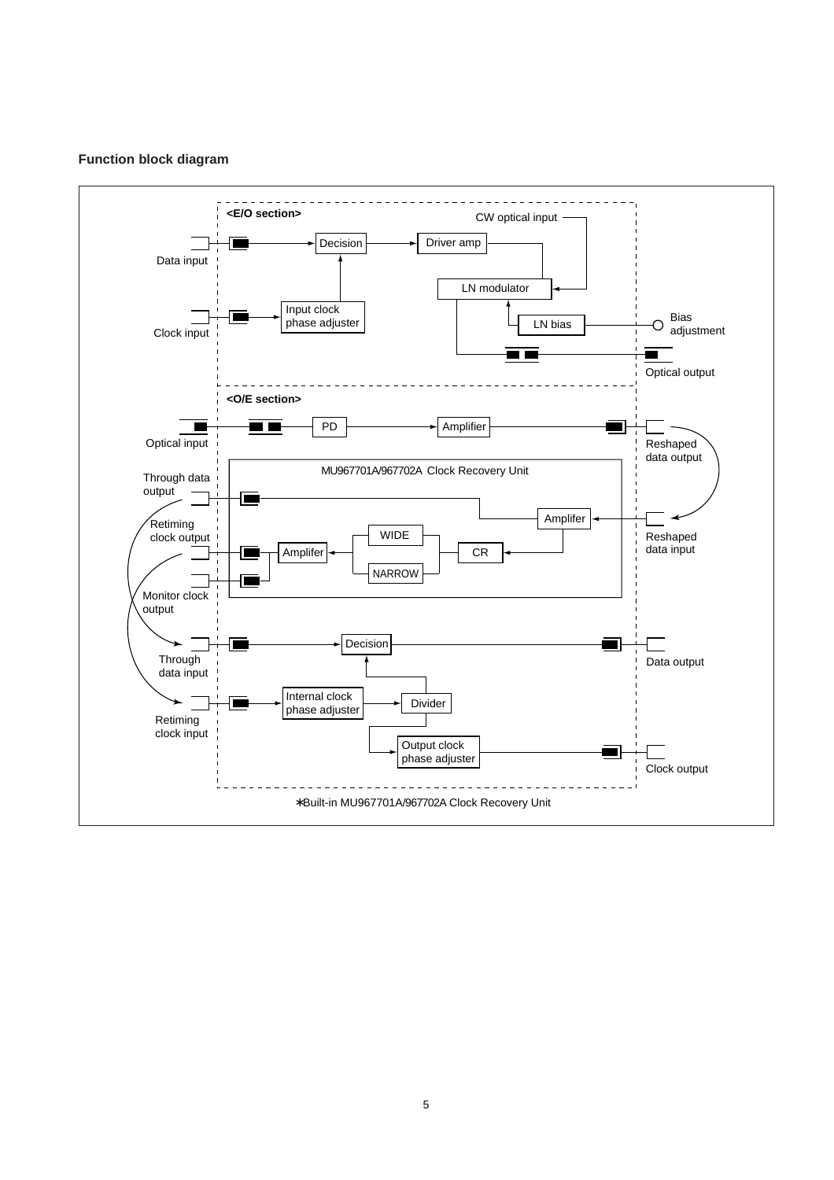**Function block diagram**

<E/O section>

CW optical input

Data input

Decision

Driver amp

LN modulator

Clock input

Input clock phase adjuster

LN bias

Bias adjustment

Optical output

<O/E section>

Optical input

PD

Amplifier

Reshaped data output

MU967701A/967702A Clock Recovery Unit

Through data output

Amplifer

Reshaped data input

Retiming clock output

WIDE

Amplifer

CR

NARROW

Monitor clock output

Decision

Through data input

Data output

Internal clock phase adjuster

Divider

Retiming clock input

Output clock phase adjuster

Clock output

∗Built-in MU967701A/967702A Clock Recovery Unit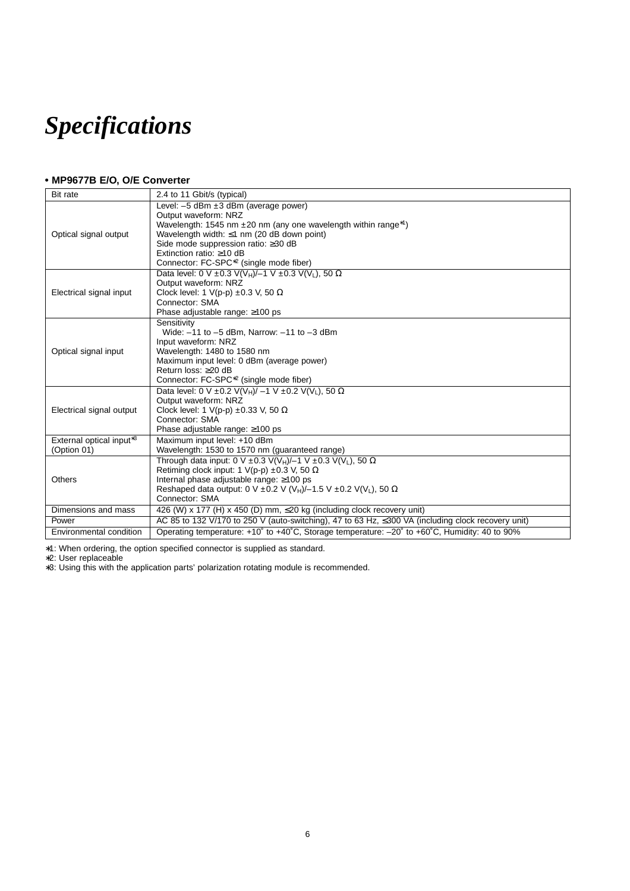# *Specifications*

**• MP9677B E/O, O/E Converter**

| | |
|---|---|
| Bit rate | 2.4 to 11 Gbit/s (typical) |
| Optical signal output | Level: –5 dBm ±3 dBm (average power)<br>Output waveform: NRZ<br>Wavelength: 1545 nm ±20 nm (any one wavelength within range*1)<br>Wavelength width: ≤1 nm (20 dB down point)<br>Side mode suppression ratio: ≥30 dB<br>Extinction ratio: ≥10 dB<br>Connector: FC-SPC*2 (single mode fiber) |
| Electrical signal input | Data level: 0 V ±0.3 V($V_H$)/–1 V ±0.3 V($V_L$), 50 Ω<br>Output waveform: NRZ<br>Clock level: 1 V(p-p) ±0.3 V, 50 Ω<br>Connector: SMA<br>Phase adjustable range: ≥100 ps |
| Optical signal input | Sensitivity<br>Wide: –11 to –5 dBm, Narrow: –11 to –3 dBm<br>Input waveform: NRZ<br>Wavelength: 1480 to 1580 nm<br>Maximum input level: 0 dBm (average power)<br>Return loss: ≥20 dB<br>Connector: FC-SPC*2 (single mode fiber) |
| Electrical signal output | Data level: 0 V ±0.2 V($V_H$)/ –1 V ±0.2 V($V_L$), 50 Ω<br>Output waveform: NRZ<br>Clock level: 1 V(p-p) ±0.33 V, 50 Ω<br>Connector: SMA<br>Phase adjustable range: ≥100 ps |
| External optical input*3 (Option 01) | Maximum input level: +10 dBm<br>Wavelength: 1530 to 1570 nm (guaranteed range) |
| Others | Through data input: 0 V ±0.3 V($V_H$)/–1 V ±0.3 V($V_L$), 50 Ω<br>Retiming clock input: 1 V(p-p) ±0.3 V, 50 Ω<br>Internal phase adjustable range: ≥100 ps<br>Reshaped data output: 0 V ±0.2 V ($V_H$)/–1.5 V ±0.2 V($V_L$), 50 Ω<br>Connector: SMA |
| Dimensions and mass | 426 (W) x 177 (H) x 450 (D) mm, ≤20 kg (including clock recovery unit) |
| Power | AC 85 to 132 V/170 to 250 V (auto-switching), 47 to 63 Hz, ≤300 VA (including clock recovery unit) |
| Environmental condition | Operating temperature: +10˚ to +40˚C, Storage temperature: –20˚ to +60˚C, Humidity: 40 to 90% |

*1: When ordering, the option specified connector is supplied as standard.
*2: User replaceable
*3: Using this with the application parts' polarization rotating module is recommended.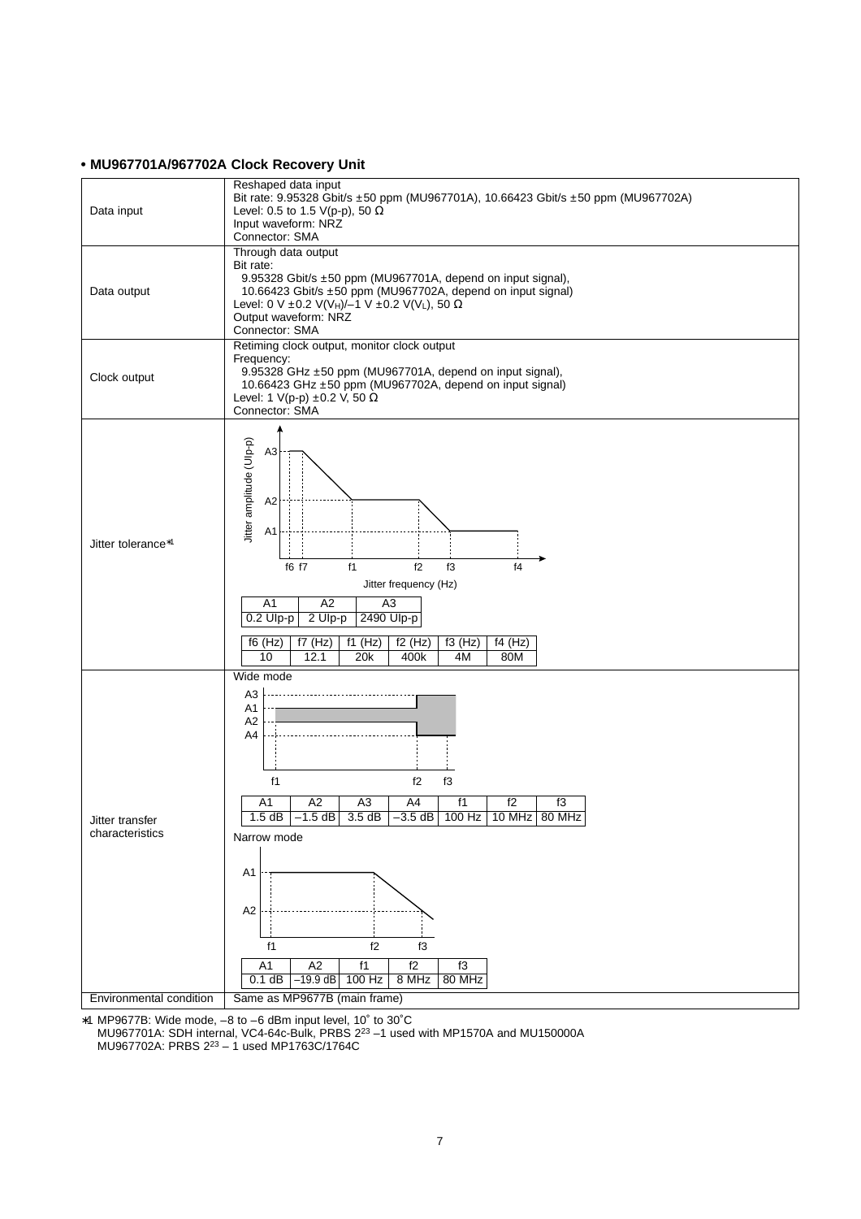**• MU967701A/967702A Clock Recovery Unit**

| | |
|---|---|
| Data input | Reshaped data input<br>Bit rate: 9.95328 Gbit/s ±50 ppm (MU967701A), 10.66423 Gbit/s ±50 ppm (MU967702A)<br>Level: 0.5 to 1.5 V(p-p), 50 Ω<br>Input waveform: NRZ<br>Connector: SMA |
| Data output | Through data output<br>Bit rate:<br>9.95328 Gbit/s ±50 ppm (MU967701A, depend on input signal),<br>10.66423 Gbit/s ±50 ppm (MU967702A, depend on input signal)<br>Level: 0 V ±0.2 V($V_H$)/–1 V ±0.2 V($V_L$), 50 Ω<br>Output waveform: NRZ<br>Connector: SMA |
| Clock output | Retiming clock output, monitor clock output<br>Frequency:<br>9.95328 GHz ±50 ppm (MU967701A, depend on input signal),<br>10.66423 GHz ±50 ppm (MU967702A, depend on input signal)<br>Level: 1 V(p-p) ±0.2 V, 50 Ω<br>Connector: SMA |
| Jitter tolerance*1 | Jitter amplitude (UIp-p) vs. Jitter frequency (Hz)<br><br>A1: 0.2 UIp-p, A2: 2 UIp-p, A3: 2490 UIp-p<br><br>f6 (Hz): 10, f7 (Hz): 12.1, f1 (Hz): 20k, f2 (Hz): 400k, f3 (Hz): 4M, f4 (Hz): 80M |
| Jitter transfer characteristics | Wide mode<br><br>A1: 1.5 dB, A2: –1.5 dB, A3: 3.5 dB, A4: –3.5 dB, f1: 100 Hz, f2: 10 MHz, f3: 80 MHz<br><br>Narrow mode<br><br>A1: 0.1 dB, A2: –19.9 dB, f1: 100 Hz, f2: 8 MHz, f3: 80 MHz |
| Environmental condition | Same as MP9677B (main frame) |

*1 MP9677B: Wide mode, –8 to –6 dBm input level, 10˚ to 30˚C
MU967701A: SDH internal, VC4-64c-Bulk, PRBS $2^{23}$ –1 used with MP1570A and MU150000A
MU967702A: PRBS $2^{23}$ – 1 used MP1763C/1764C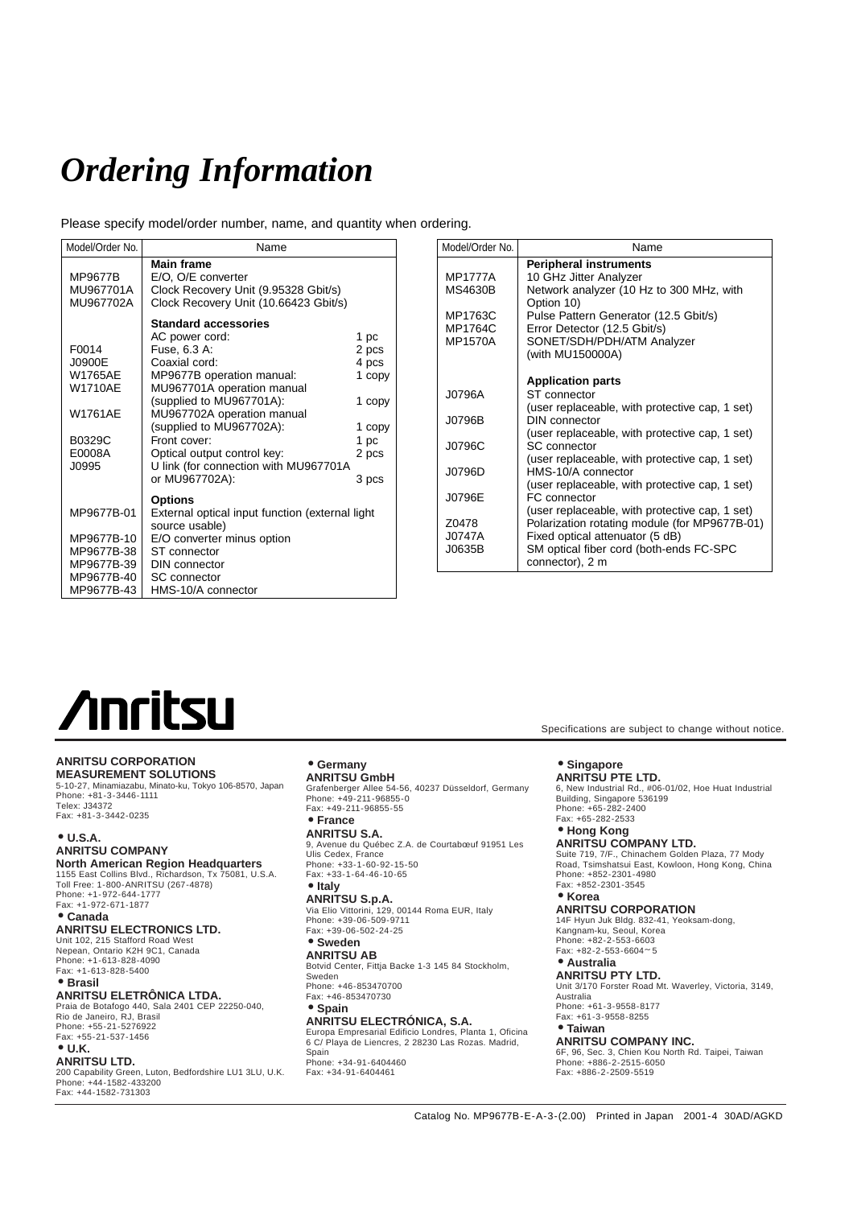# Ordering Information

Please specify model/order number, name, and quantity when ordering.

| Model/Order No. | Name | |
|---|---|---|
| | **Main frame** | |
| MP9677B | E/O, O/E converter | |
| MU967701A | Clock Recovery Unit (9.95328 Gbit/s) | |
| MU967702A | Clock Recovery Unit (10.66423 Gbit/s) | |
| | **Standard accessories** | |
| | AC power cord: | 1 pc |
| F0014 | Fuse, 6.3 A: | 2 pcs |
| J0900E | Coaxial cord: | 4 pcs |
| W1765AE | MP9677B operation manual: | 1 copy |
| W1710AE | MU967701A operation manual (supplied to MU967701A): | 1 copy |
| W1761AE | MU967702A operation manual (supplied to MU967702A): | 1 copy |
| B0329C | Front cover: | 1 pc |
| E0008A | Optical output control key: | 2 pcs |
| J0995 | U link (for connection with MU967701A or MU967702A): | 3 pcs |
| | **Options** | |
| MP9677B-01 | External optical input function (external light source usable) | |
| MP9677B-10 | E/O converter minus option | |
| MP9677B-38 | ST connector | |
| MP9677B-39 | DIN connector | |
| MP9677B-40 | SC connector | |
| MP9677B-43 | HMS-10/A connector | |

| Model/Order No. | Name |
|---|---|
| | **Peripheral instruments** |
| MP1777A | 10 GHz Jitter Analyzer |
| MS4630B | Network analyzer (10 Hz to 300 MHz, with Option 10) |
| MP1763C | Pulse Pattern Generator (12.5 Gbit/s) |
| MP1764C | Error Detector (12.5 Gbit/s) |
| MP1570A | SONET/SDH/PDH/ATM Analyzer (with MU150000A) |
| | **Application parts** |
| J0796A | ST connector (user replaceable, with protective cap, 1 set) |
| J0796B | DIN connector (user replaceable, with protective cap, 1 set) |
| J0796C | SC connector (user replaceable, with protective cap, 1 set) |
| J0796D | HMS-10/A connector (user replaceable, with protective cap, 1 set) |
| J0796E | FC connector (user replaceable, with protective cap, 1 set) |
| Z0478 | Polarization rotating module (for MP9677B-01) |
| J0747A | Fixed optical attenuator (5 dB) |
| J0635B | SM optical fiber cord (both-ends FC-SPC connector), 2 m |

Anritsu

Specifications are subject to change without notice.

**ANRITSU CORPORATION**
**MEASUREMENT SOLUTIONS**
5-10-27, Minamiazabu, Minato-ku, Tokyo 106-8570, Japan
Phone: +81-3-3446-1111
Telex: J34372
Fax: +81-3-3442-0235

• **U.S.A.**
**ANRITSU COMPANY**
**North American Region Headquarters**
1155 East Collins Blvd., Richardson, Tx 75081, U.S.A.
Toll Free: 1-800-ANRITSU (267-4878)
Phone: +1-972-644-1777
Fax: +1-972-671-1877

• **Canada**
**ANRITSU ELECTRONICS LTD.**
Unit 102, 215 Stafford Road West
Nepean, Ontario K2H 9C1, Canada
Phone: +1-613-828-4090
Fax: +1-613-828-5400

• **Brasil**
**ANRITSU ELETRÔNICA LTDA.**
Praia de Botafogo 440, Sala 2401 CEP 22250-040,
Rio de Janeiro, RJ, Brasil
Phone: +55-21-5276922
Fax: +55-21-537-1456

• **U.K.**
**ANRITSU LTD.**
200 Capability Green, Luton, Bedfordshire LU1 3LU, U.K.
Phone: +44-1582-433200
Fax: +44-1582-731303

• **Germany**
**ANRITSU GmbH**
Grafenberger Allee 54-56, 40237 Düsseldorf, Germany
Phone: +49-211-96855-0
Fax: +49-211-96855-55

• **France**
**ANRITSU S.A.**
9, Avenue du Québec Z.A. de Courtabœuf 91951 Les Ulis Cedex, France
Phone: +33-1-60-92-15-50
Fax: +33-1-64-46-10-65

• **Italy**
**ANRITSU S.p.A.**
Via Elio Vittorini, 129, 00144 Roma EUR, Italy
Phone: +39-06-509-9711
Fax: +39-06-502-24-25

• **Sweden**
**ANRITSU AB**
Botvid Center, Fittja Backe 1-3 145 84 Stockholm, Sweden
Phone: +46-853470700
Fax: +46-853470730

• **Spain**
**ANRITSU ELECTRÓNICA, S.A.**
Europa Empresarial Edificio Londres, Planta 1, Oficina 6 C/ Playa de Liencres, 2 28230 Las Rozas. Madrid, Spain
Phone: +34-91-6404460
Fax: +34-91-6404461

• **Singapore**
**ANRITSU PTE LTD.**
6, New Industrial Rd., #06-01/02, Hoe Huat Industrial Building, Singapore 536199
Phone: +65-282-2400
Fax: +65-282-2533

• **Hong Kong**
**ANRITSU COMPANY LTD.**
Suite 719, 7/F., Chinachem Golden Plaza, 77 Mody Road, Tsimshatsui East, Kowloon, Hong Kong, China
Phone: +852-2301-4980
Fax: +852-2301-3545

• **Korea**
**ANRITSU CORPORATION**
14F Hyun Juk Bldg. 832-41, Yeoksam-dong, Kangnam-ku, Seoul, Korea
Phone: +82-2-553-6603
Fax: +82-2-553-6604～5

• **Australia**
**ANRITSU PTY LTD.**
Unit 3/170 Forster Road Mt. Waverley, Victoria, 3149, Australia
Phone: +61-3-9558-8177
Fax: +61-3-9558-8255

• **Taiwan**
**ANRITSU COMPANY INC.**
6F, 96, Sec. 3, Chien Kou North Rd. Taipei, Taiwan
Phone: +886-2-2515-6050
Fax: +886-2-2509-5519

Catalog No. MP9677B-E-A-3-(2.00) Printed in Japan 2001-4 30AD/AGKD